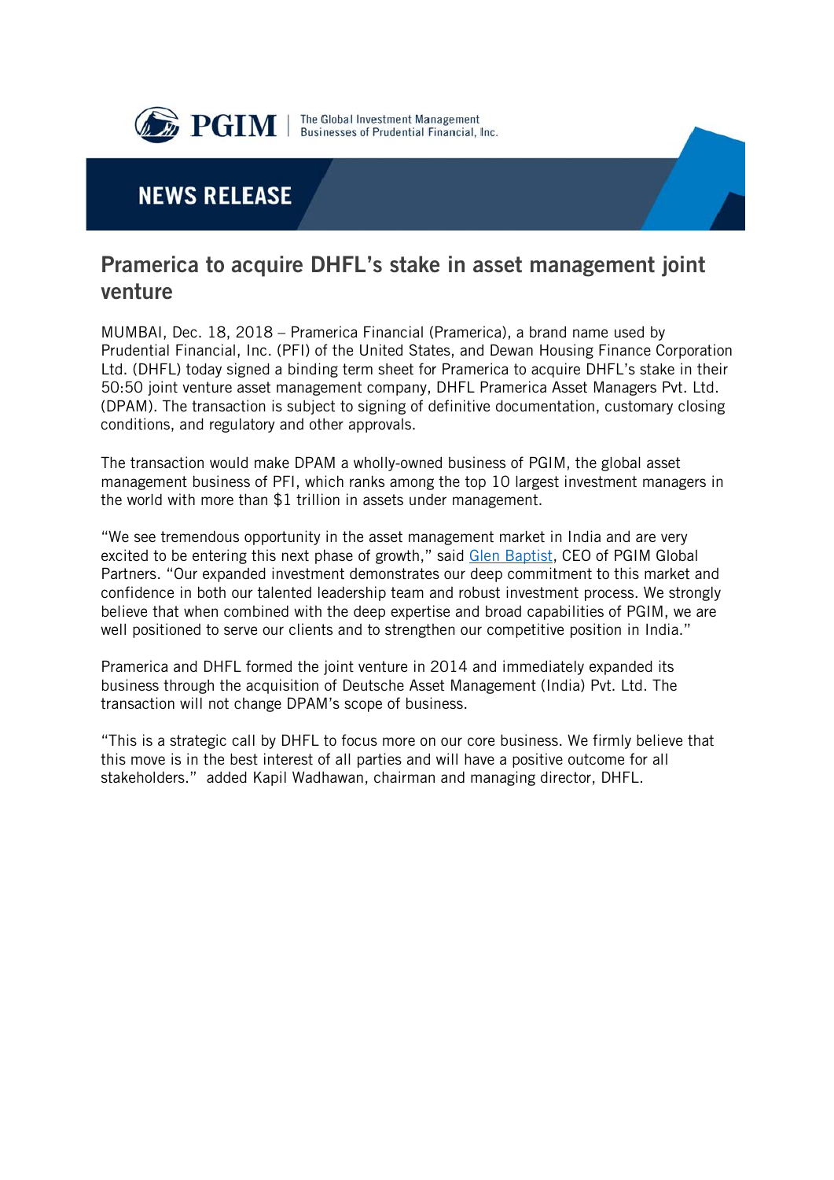PGIM | The Global Investment Management Businesses of Prudential Financial, Inc.

**NEWS RELEASE**

# Pramerica to acquire DHFL's stake in asset management joint venture

MUMBAI, Dec. 18, 2018 – Pramerica Financial (Pramerica), a brand name used by Prudential Financial, Inc. (PFI) of the United States, and Dewan Housing Finance Corporation Ltd. (DHFL) today signed a binding term sheet for Pramerica to acquire DHFL's stake in their 50:50 joint venture asset management company, DHFL Pramerica Asset Managers Pvt. Ltd. (DPAM). The transaction is subject to signing of definitive documentation, customary closing conditions, and regulatory and other approvals.

The transaction would make DPAM a wholly-owned business of PGIM, the global asset management business of PFI, which ranks among the top 10 largest investment managers in the world with more than $1 trillion in assets under management.

"We see tremendous opportunity in the asset management market in India and are very excited to be entering this next phase of growth," said Glen Baptist, CEO of PGIM Global Partners. "Our expanded investment demonstrates our deep commitment to this market and confidence in both our talented leadership team and robust investment process. We strongly believe that when combined with the deep expertise and broad capabilities of PGIM, we are well positioned to serve our clients and to strengthen our competitive position in India."

Pramerica and DHFL formed the joint venture in 2014 and immediately expanded its business through the acquisition of Deutsche Asset Management (India) Pvt. Ltd. The transaction will not change DPAM's scope of business.

"This is a strategic call by DHFL to focus more on our core business. We firmly believe that this move is in the best interest of all parties and will have a positive outcome for all stakeholders." added Kapil Wadhawan, chairman and managing director, DHFL.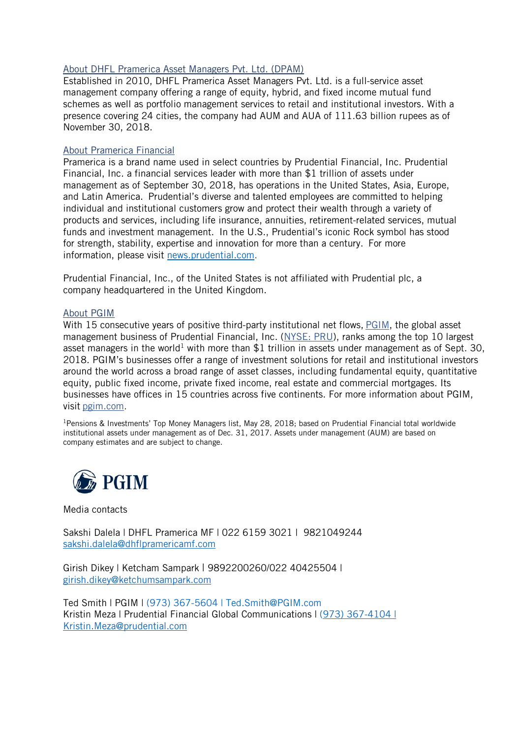## About DHFL Pramerica Asset Managers Pvt. Ltd. (DPAM)

Established in 2010, DHFL Pramerica Asset Managers Pvt. Ltd. is a full-service asset management company offering a range of equity, hybrid, and fixed income mutual fund schemes as well as portfolio management services to retail and institutional investors. With a presence covering 24 cities, the company had AUM and AUA of 111.63 billion rupees as of November 30, 2018.

## About Pramerica Financial

Pramerica is a brand name used in select countries by Prudential Financial, Inc. Prudential Financial, Inc. a financial services leader with more than $1 trillion of assets under management as of September 30, 2018, has operations in the United States, Asia, Europe, and Latin America. Prudential's diverse and talented employees are committed to helping individual and institutional customers grow and protect their wealth through a variety of products and services, including life insurance, annuities, retirement-related services, mutual funds and investment management. In the U.S., Prudential's iconic Rock symbol has stood for strength, stability, expertise and innovation for more than a century. For more information, please visit news.prudential.com.

Prudential Financial, Inc., of the United States is not affiliated with Prudential plc, a company headquartered in the United Kingdom.

## About PGIM

With 15 consecutive years of positive third-party institutional net flows, PGIM, the global asset management business of Prudential Financial, Inc. (NYSE: PRU), ranks among the top 10 largest asset managers in the world[1] with more than $1 trillion in assets under management as of Sept. 30, 2018. PGIM's businesses offer a range of investment solutions for retail and institutional investors around the world across a broad range of asset classes, including fundamental equity, quantitative equity, public fixed income, private fixed income, real estate and commercial mortgages. Its businesses have offices in 15 countries across five continents. For more information about PGIM, visit pgim.com.

[1]Pensions & Investments' Top Money Managers list, May 28, 2018; based on Prudential Financial total worldwide institutional assets under management as of Dec. 31, 2017. Assets under management (AUM) are based on company estimates and are subject to change.

PGIM

Media contacts

Sakshi Dalela | DHFL Pramerica MF | 022 6159 3021 | 9821049244
sakshi.dalela@dhflpramericamf.com

Girish Dikey | Ketcham Sampark | 9892200260/022 40425504 |
girish.dikey@ketchumsampark.com

Ted Smith | PGIM | (973) 367-5604 | Ted.Smith@PGIM.com
Kristin Meza | Prudential Financial Global Communications | (973) 367-4104 |
Kristin.Meza@prudential.com